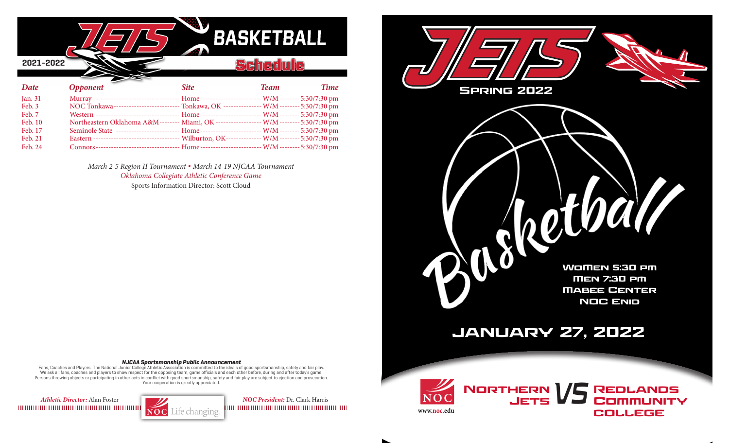# JETS BASKETBALL

2021-2022

## Schedule

| Date | Opponent | Site | Team | Time |
|---|---|---|---|---|
| Jan. 31 | Murray | Home | W/M | 5:30/7:30 pm |
| Feb. 3 | NOC Tonkawa | Tonkawa, OK | W/M | 5:30/7:30 pm |
| Feb. 7 | Western | Home | W/M | 5:30/7:30 pm |
| Feb. 10 | Northeastern Oklahoma A&M | Miami, OK | W/M | 5:30/7:30 pm |
| Feb. 17 | Seminole State | Home | W/M | 5:30/7:30 pm |
| Feb. 21 | Eastern | Wilburton, OK | W/M | 5:30/7:30 pm |
| Feb. 24 | Connors | Home | W/M | 5:30/7:30 pm |

*March 2-5 Region II Tournament* ▪ *March 14-19 NJCAA Tournament*

*Oklahoma Collegiate Athletic Conference Game*

Sports Information Director: Scott Cloud

***NJCAA Sportsmanship Public Announcement***

Fans, Coaches and Players...The National Junior College Athletic Association is committed to the ideals of good sportsmanship, safety and fair play. We ask all fans, coaches and players to show respect for the opposing team, game officials and each other before, during and after today's game. Persons throwing objects or partcipating in other acts in conflict with good sportsmanship, safety and fair play are subject to ejection and prosecution. Your cooperation is greatly appreciated.

*Athletic Director:* Alan Foster

NOC Life changing.

*NOC President:* Dr. Clark Harris

# JETS

SPRING 2022

Basketball

WOMEN 5:30 PM
MEN 7:30 PM
MABEE CENTER
NOC ENID

## JANUARY 27, 2022

NOC
www.noc.edu

NORTHERN JETS VS REDLANDS COMMUNITY COLLEGE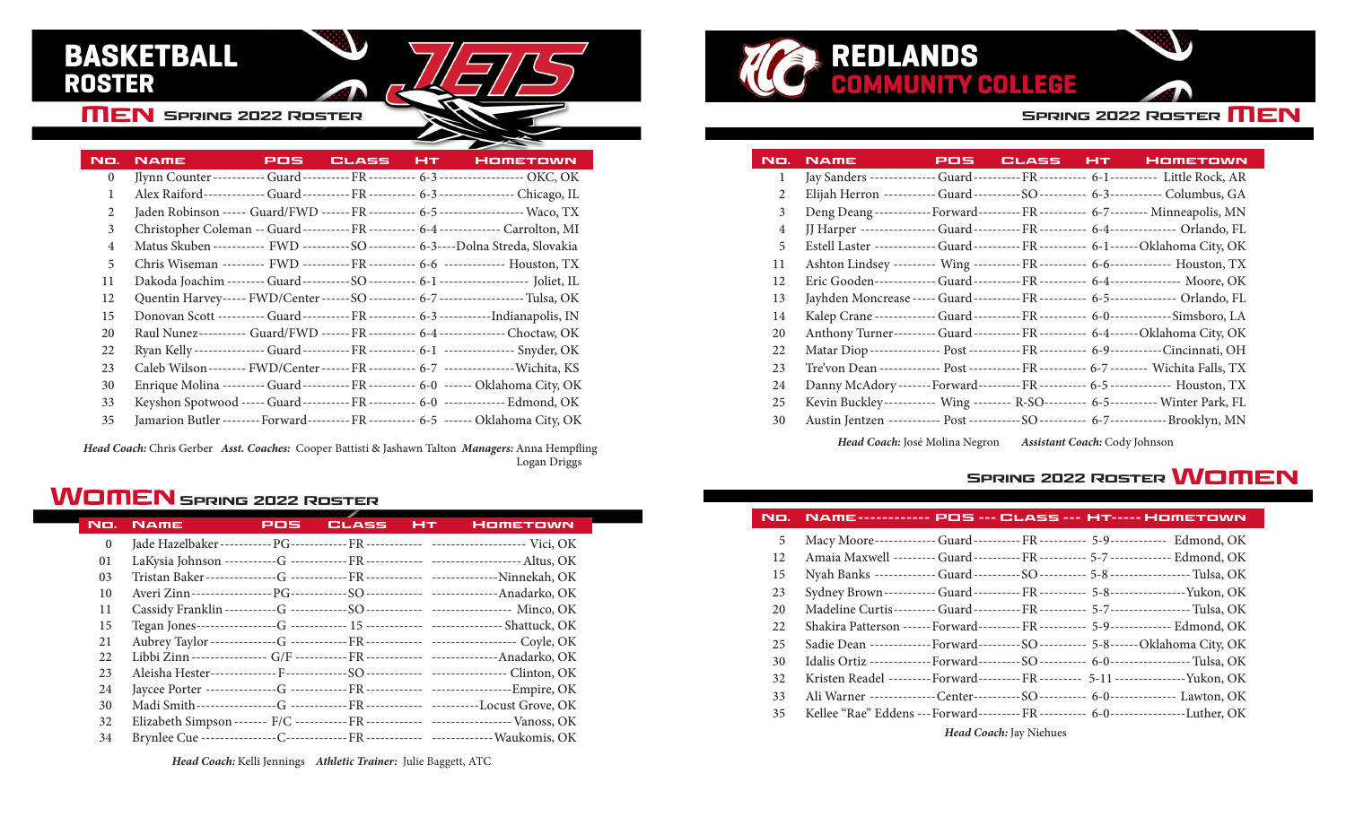# BASKETBALL ROSTER

## MEN SPRING 2022 ROSTER

| No. | Name | Pos | Class | Ht | Hometown |
|---|---|---|---|---|---|
| 0 | Jlynn Counter | Guard | FR | 6-3 | OKC, OK |
| 1 | Alex Raiford | Guard | FR | 6-3 | Chicago, IL |
| 2 | Jaden Robinson | Guard/FWD | FR | 6-5 | Waco, TX |
| 3 | Christopher Coleman | Guard | FR | 6-4 | Carrolton, MI |
| 4 | Matus Skuben | FWD | SO | 6-3 | Dolna Streda, Slovakia |
| 5 | Chris Wiseman | FWD | FR | 6-6 | Houston, TX |
| 11 | Dakoda Joachim | Guard | SO | 6-1 | Joliet, IL |
| 12 | Quentin Harvey | FWD/Center | SO | 6-7 | Tulsa, OK |
| 15 | Donovan Scott | Guard | FR | 6-3 | Indianapolis, IN |
| 20 | Raul Nunez | Guard/FWD | FR | 6-4 | Choctaw, OK |
| 22 | Ryan Kelly | Guard | FR | 6-1 | Snyder, OK |
| 23 | Caleb Wilson | FWD/Center | FR | 6-7 | Wichita, KS |
| 30 | Enrique Molina | Guard | FR | 6-0 | Oklahoma City, OK |
| 33 | Keyshon Spotwood | Guard | FR | 6-0 | Edmond, OK |
| 35 | Jamarion Butler | Forward | FR | 6-5 | Oklahoma City, OK |

***Head Coach:*** Chris Gerber ***Asst. Coaches:*** Cooper Battisti & Jashawn Talton ***Managers:*** Anna Hempfling, Logan Driggs

## WOMEN SPRING 2022 ROSTER

| No. | Name | Pos | Class | Ht | Hometown |
|---|---|---|---|---|---|
| 0 | Jade Hazelbaker | PG | FR | | Vici, OK |
| 01 | LaKysia Johnson | G | FR | | Altus, OK |
| 03 | Tristan Baker | G | FR | | Ninnekah, OK |
| 10 | Averi Zinn | PG | SO | | Anadarko, OK |
| 11 | Cassidy Franklin | G | SO | | Minco, OK |
| 15 | Tegan Jones | G | 15 | | Shattuck, OK |
| 21 | Aubrey Taylor | G | FR | | Coyle, OK |
| 22 | Libbi Zinn | G/F | FR | | Anadarko, OK |
| 23 | Aleisha Hester | F | SO | | Clinton, OK |
| 24 | Jaycee Porter | G | FR | | Empire, OK |
| 30 | Madi Smith | G | FR | | Locust Grove, OK |
| 32 | Elizabeth Simpson | F/C | FR | | Vanoss, OK |
| 34 | Brynlee Cue | C | FR | | Waukomis, OK |

***Head Coach:*** Kelli Jennings ***Athletic Trainer:*** Julie Baggett, ATC

# REDLANDS COMMUNITY COLLEGE

## SPRING 2022 ROSTER MEN

| No. | Name | Pos | Class | Ht | Hometown |
|---|---|---|---|---|---|
| 1 | Jay Sanders | Guard | FR | 6-1 | Little Rock, AR |
| 2 | Elijah Herron | Guard | SO | 6-3 | Columbus, GA |
| 3 | Deng Deang | Forward | FR | 6-7 | Minneapolis, MN |
| 4 | JJ Harper | Guard | FR | 6-4 | Orlando, FL |
| 5 | Estell Laster | Guard | FR | 6-1 | Oklahoma City, OK |
| 11 | Ashton Lindsey | Wing | FR | 6-6 | Houston, TX |
| 12 | Eric Gooden | Guard | FR | 6-4 | Moore, OK |
| 13 | Jayhden Moncrease | Guard | FR | 6-5 | Orlando, FL |
| 14 | Kalep Crane | Guard | FR | 6-0 | Simsboro, LA |
| 20 | Anthony Turner | Guard | FR | 6-4 | Oklahoma City, OK |
| 22 | Matar Diop | Post | FR | 6-9 | Cincinnati, OH |
| 23 | Tre'von Dean | Post | FR | 6-7 | Wichita Falls, TX |
| 24 | Danny McAdory | Forward | FR | 6-5 | Houston, TX |
| 25 | Kevin Buckley | Wing | R-SO | 6-5 | Winter Park, FL |
| 30 | Austin Jentzen | Post | SO | 6-7 | Brooklyn, MN |

***Head Coach:*** José Molina Negron ***Assistant Coach:*** Cody Johnson

## SPRING 2022 ROSTER WOMEN

| No. | Name | Pos | Class | Ht | Hometown |
|---|---|---|---|---|---|
| 5 | Macy Moore | Guard | FR | 5-9 | Edmond, OK |
| 12 | Amaia Maxwell | Guard | FR | 5-7 | Edmond, OK |
| 15 | Nyah Banks | Guard | SO | 5-8 | Tulsa, OK |
| 23 | Sydney Brown | Guard | FR | 5-8 | Yukon, OK |
| 20 | Madeline Curtis | Guard | FR | 5-7 | Tulsa, OK |
| 22 | Shakira Patterson | Forward | FR | 5-9 | Edmond, OK |
| 25 | Sadie Dean | Forward | SO | 5-8 | Oklahoma City, OK |
| 30 | Idalis Ortiz | Forward | SO | 6-0 | Tulsa, OK |
| 32 | Kristen Readel | Forward | FR | 5-11 | Yukon, OK |
| 33 | Ali Warner | Center | SO | 6-0 | Lawton, OK |
| 35 | Kellee "Rae" Eddens | Forward | FR | 6-0 | Luther, OK |

***Head Coach:*** Jay Niehues